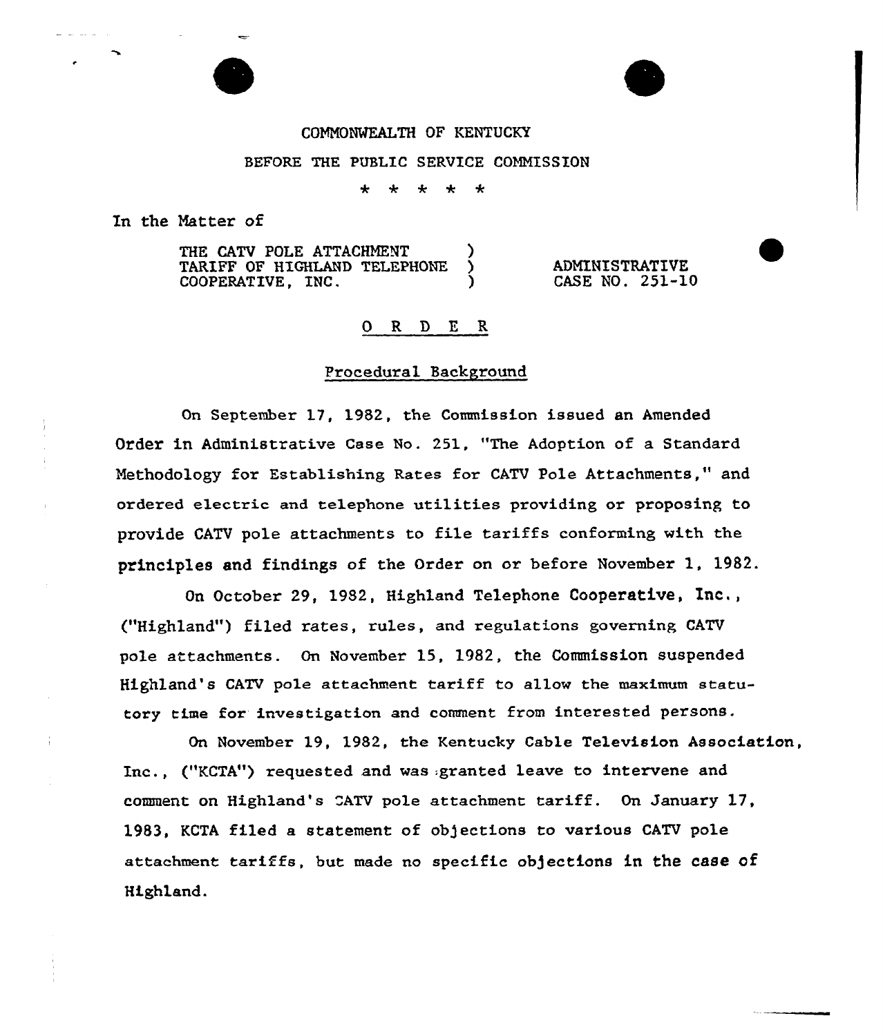COMMONWEALTH OF KENTUCKY

BEFORE THE PUBLIC SERVICE COMMISSION

\* \* \* \* \*

In the Matter of

THE CATV POLE ATTACHMENT TARIFF OF HIGHLAND TELEPHONE COOPERATIVE, INC. ) ADMINISTRATIVE CASE NO. 251-10

## O R D E R

### Procedural Background

On September 17, 1982, the Commission issued an Amended Order in Administrative Case No. 251, "The Adoption of a Standard Methodology for Establishing Rates for CATV Pole Attachments," and ordered electric and telephone utilities providing or proposing to provide CATV pole attachments to file tariffs conforming with the principles and findings of the Order on or before November 1, 1982.

On October 29, 1982, Highland Telephone Cooperative, Inc., ("Highland") filed rates, rules, and regulations governing CATV pole attachments. On November 15, 1982, the Commission suspended Highland's CATV pole attachment tariff to allow the maximum statutory time for investigation and comment from interested persons.

On November 19, 1982, the Kentucky Cable Television Association, Inc., ("KCTA") requested and was granted leave to intervene and comment on Highland's CATV pole attachment tariff. On January 17, 1983, KCTA filed a statement of objections to various CATV pole attachment tariffs, but made no specific objections in the case of Highland.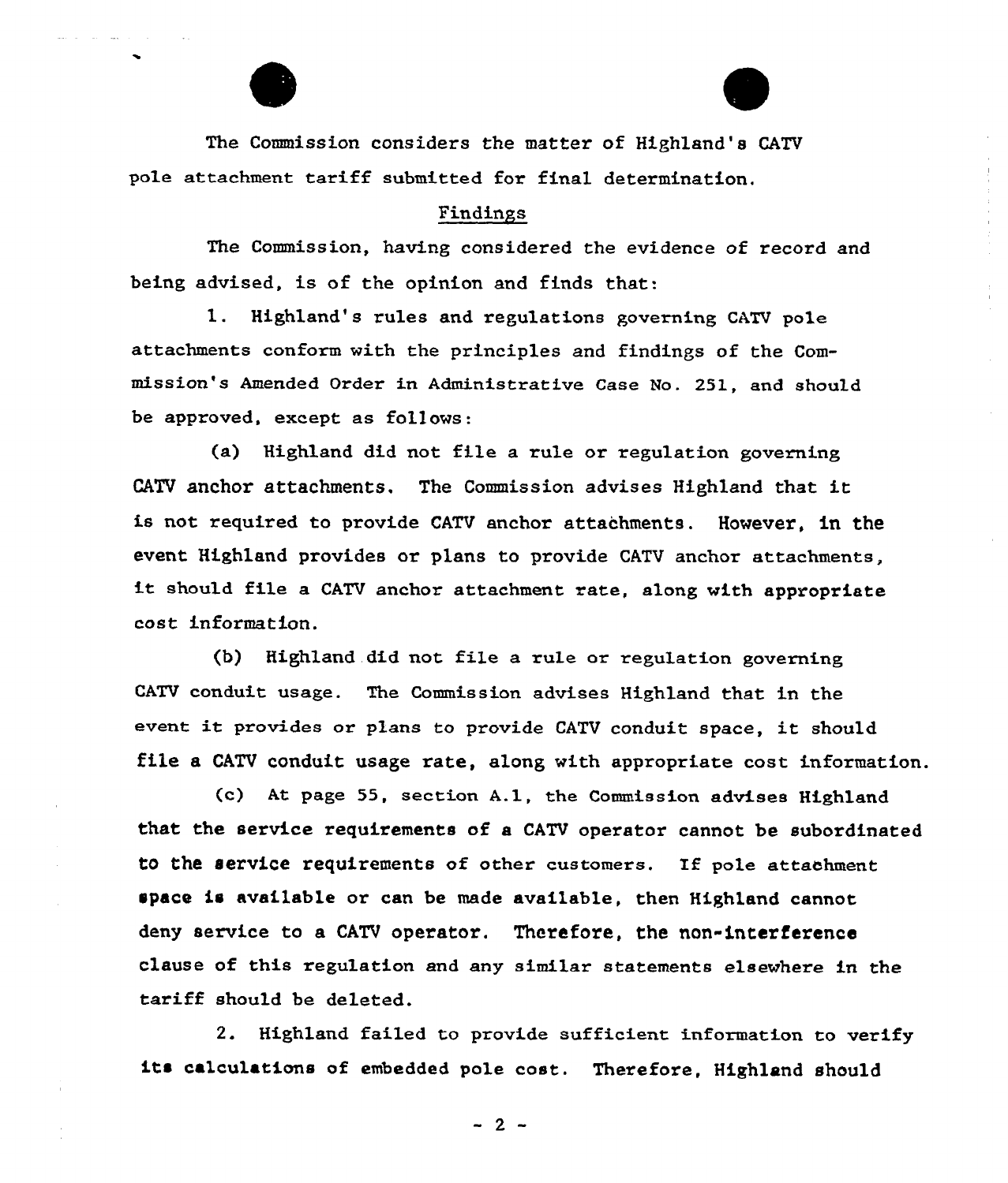The Commission considers the matter of Highland's CATV pole attachment tariff submitted for final determination.

## Findings

The Commission, having considered the evidence of record and being advised, is of the opinion and finds that:

1. Highland's rules and regulations governing CATV pole attachments conform with the principles and findings of the Commission's Amended Order in Administrative Case No. 251, and should be approved, except as follows:

(a) Highland did not file a rule or regulation governing CATV anchor attachments. The Commission advises Highland that it is not required to provide CATV anchor attachments. However, in the event Highland provides or plans to provide CATV anchor attachments, it should file a CATV anchor attachment rate, along with appropriate cost information.

(b) Highland did not file a rule or regulation governing CATV conduit usage. The Commission advises Highland that in the event it provides or plans to provide CATV conduit space, it should file a CATV conduit usage rate, along with appropriate cost information.

(c) At page 55, section A.1, the Commission advises Highland that the service requirements of a CATV operator cannot be subordinated to the service requirements of other customers. If pole attachment space is available or can be made available, then Highland cannot deny service to a CATV operator. Therefore, the non-interference clause of this regulation and any similar statements elsewhere in the tariff should be deleted.

2. Highland failed to provide sufficient information to verify its calculations of embedded pole cost. Therefore, Highland should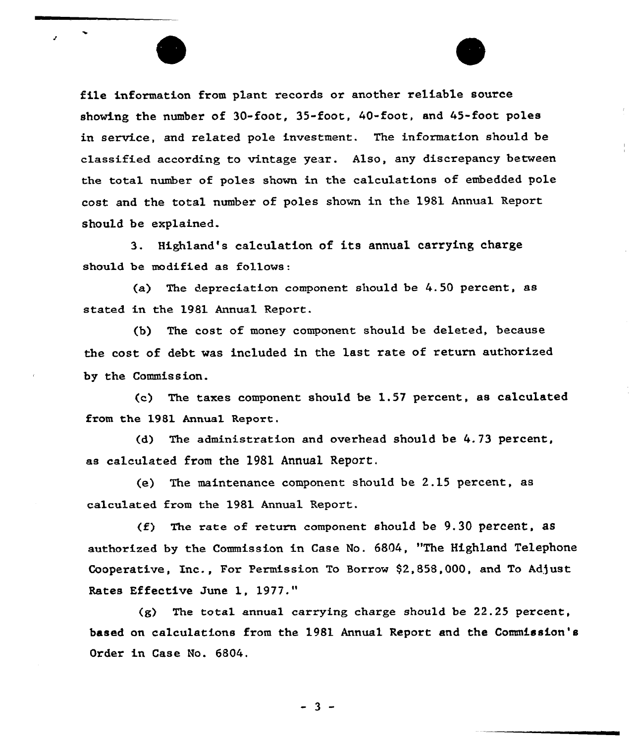file information from plant records or another reliable source showing the number of 30-foot, 35-foot, 40-foot, and 45-foot poles in service, and related pole investment. The information should be classified according to vintage year. Also, any discrepancy between the total number of poles shown in the calculations of embedded pole cost and the total number of poles shown in the 1981 Annual Report should be explained.

3. Highland's calculation of its annual carrying charge should be modified as follows:

(a) The depreciation component should be 4.50 percent, as stated in the 1981 Annual Report.

(b) The cost of money component should be deleted, because the cost of debt was included in the last rate of return authorized by the Commission.

(c) The taxes component should be 1.57 percent, as calculated from the 1981 Annual Report.

(d) The administration and overhead should be 4.73 percent, as calculated from the 1981 Annual Report.

(e) The maintenance component should be 2.15 percent, as calculated from the 1981 Annual Report.

(f) The rate of return component should be 9.30 percent, as authorized by the Commission in Case No. 6804, "The Highland Telephone Cooperative, Inc., For Permission To Borrow $2,858,000, and To Adjust Rates Effective June 1, 1977."

(g) The total annual carrying charge should be 22.25 percent, based on calculations from the 1981 Annual Report and the Commission's Order in Case No. 6804.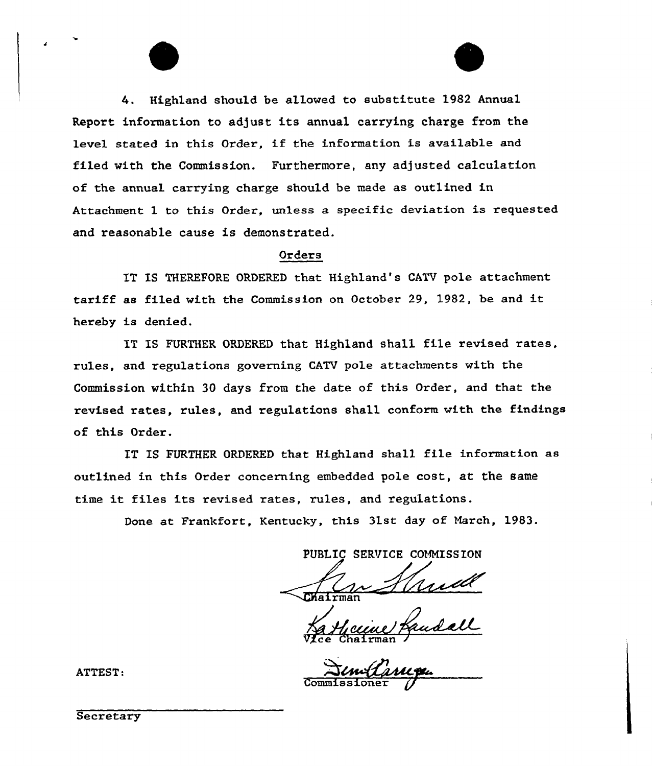4. Highland should be allowed to substitute 1982 Annual Report information to adjust its annual carrying charge from the level stated in this Order, if the information is available and filed with the Commission. Furthermore, any adjusted calculation of the annual carrying charge should be made as outlined in Attachment 1 to this Order, unless a specific deviation is requested and reasonable cause is demonstrated.

## Orders

IT IS THEREFORE ORDERED that Highland's CATV pole attachment tariff as filed with the Commission on October 29, 1982, be and it hereby is denied.

IT IS FURTHER ORDERED that Highland shall file revised rates, rules, and regulations governing CATV pole attachments with the Commission within 30 days from the date of this Order, and that the revised rates, rules, and regulations shall conform with the findings of this Order.

IT IS FURTHER ORDERED that Highland shall file information as outlined in this Order concerning embedded pole cost, at the same time it files its revised rates, rules, and regulations.

Done at Frankfort, Kentucky, this 31st day of March, 1983.

PUBLIC SERVICE COMMISSION

Chairman

Vice Chairman

Commissioner

ATTEST:

Secretary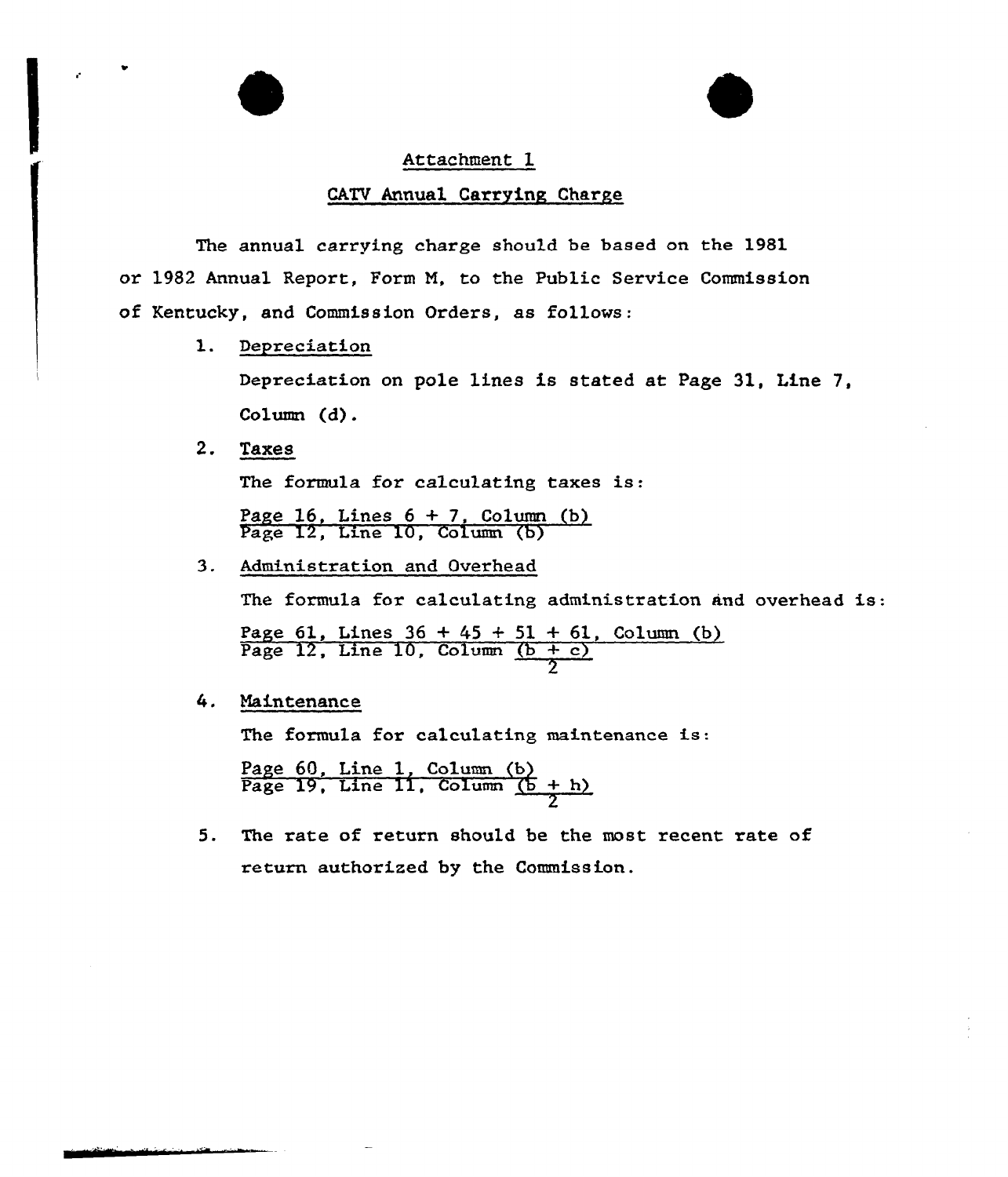# Attachment 1

## CATV Annual Carrying Charge

The annual carrying charge should be based on the 1981 or 1982 Annual Report, Form M, to the Public Service Commission of Kentucky, and Commission Orders, as follows:

1. Depreciation

   Depreciation on pole lines is stated at Page 31, Line 7, Column (d).

2. Taxes

   The formula for calculating taxes is:

   $$\frac{\text{Page 16, Lines 6 + 7, Column (b)}}{\text{Page 12, Line 10, Column (b)}}$$

3. Administration and Overhead

   The formula for calculating administration and overhead is:

   $$\frac{\text{Page 61, Lines 36 + 45 + 51 + 61, Column (b)}}{\text{Page 12, Line 10, Column } \frac{(b + c)}{2}}$$

4. Maintenance

   The formula for calculating maintenance is:

   $$\frac{\text{Page 60, Line 1, Column (b)}}{\text{Page 19, Line 11, Column } \frac{(b + h)}{2}}$$

5. The rate of return should be the most recent rate of return authorized by the Commission.